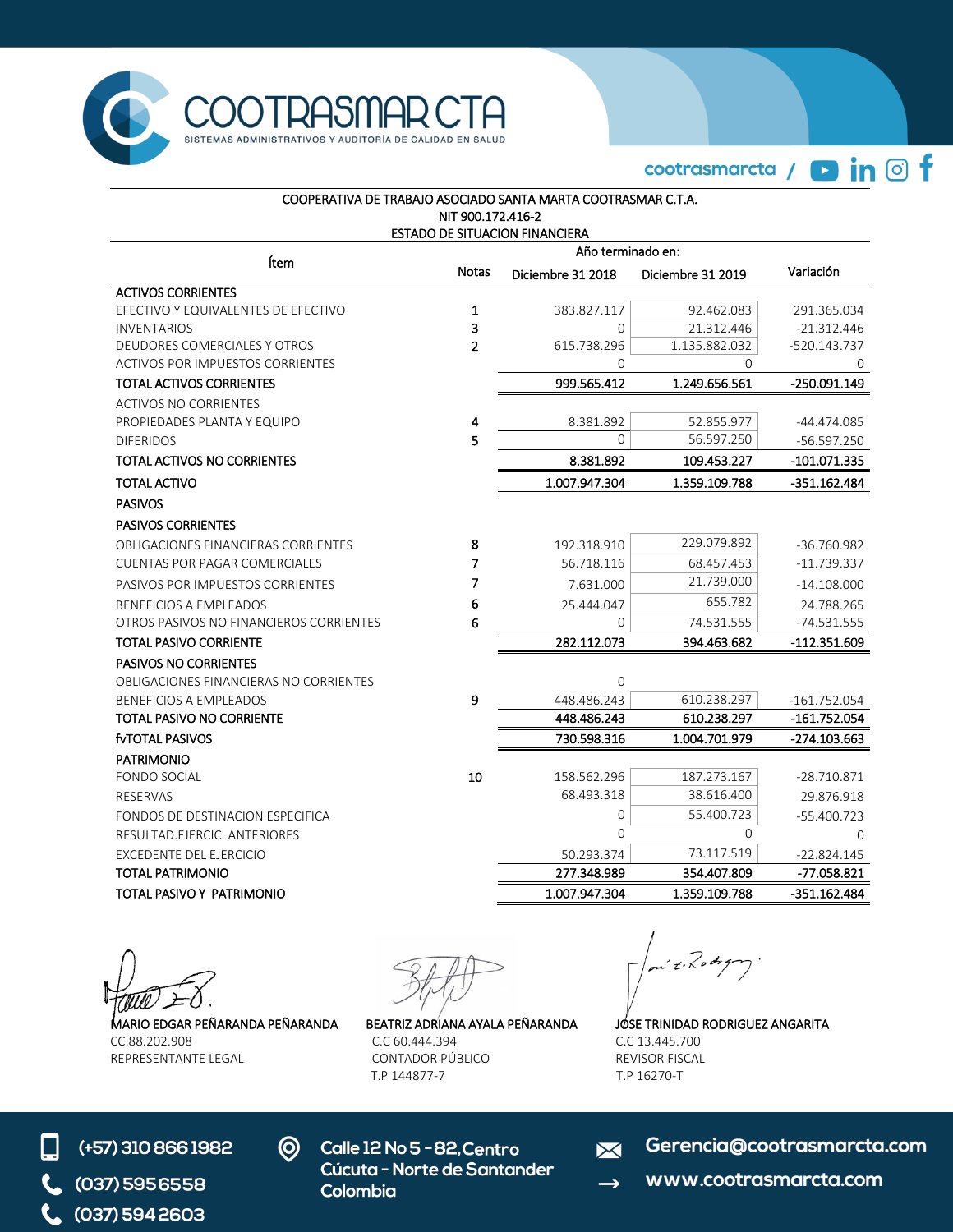COOTRASMAR CTA
SISTEMAS ADMINISTRATIVOS Y AUDITORÍA DE CALIDAD EN SALUD

cootrasmarcta /

COOPERATIVA DE TRABAJO ASOCIADO SANTA MARTA COOTRASMAR C.T.A.
NIT 900.172.416-2
ESTADO DE SITUACION FINANCIERA

| Ítem | Notas | Año terminado en: Diciembre 31 2018 | Diciembre 31 2019 | Variación |
|---|---|---|---|---|
| ACTIVOS CORRIENTES | | | | |
| EFECTIVO Y EQUIVALENTES DE EFECTIVO | 1 | 383.827.117 | 92.462.083 | 291.365.034 |
| INVENTARIOS | 3 | 0 | 21.312.446 | -21.312.446 |
| DEUDORES COMERCIALES Y OTROS | 2 | 615.738.296 | 1.135.882.032 | -520.143.737 |
| ACTIVOS POR IMPUESTOS CORRIENTES | | 0 | 0 | 0 |
| TOTAL ACTIVOS CORRIENTES | | 999.565.412 | 1.249.656.561 | -250.091.149 |
| ACTIVOS NO CORRIENTES | | | | |
| PROPIEDADES PLANTA Y EQUIPO | 4 | 8.381.892 | 52.855.977 | -44.474.085 |
| DIFERIDOS | 5 | 0 | 56.597.250 | -56.597.250 |
| TOTAL ACTIVOS NO CORRIENTES | | 8.381.892 | 109.453.227 | -101.071.335 |
| TOTAL ACTIVO | | 1.007.947.304 | 1.359.109.788 | -351.162.484 |
| PASIVOS | | | | |
| PASIVOS CORRIENTES | | | | |
| OBLIGACIONES FINANCIERAS CORRIENTES | 8 | 192.318.910 | 229.079.892 | -36.760.982 |
| CUENTAS POR PAGAR COMERCIALES | 7 | 56.718.116 | 68.457.453 | -11.739.337 |
| PASIVOS POR IMPUESTOS CORRIENTES | 7 | 7.631.000 | 21.739.000 | -14.108.000 |
| BENEFICIOS A EMPLEADOS | 6 | 25.444.047 | 655.782 | 24.788.265 |
| OTROS PASIVOS NO FINANCIEROS CORRIENTES | 6 | 0 | 74.531.555 | -74.531.555 |
| TOTAL PASIVO CORRIENTE | | 282.112.073 | 394.463.682 | -112.351.609 |
| PASIVOS NO CORRIENTES | | | | |
| OBLIGACIONES FINANCIERAS NO CORRIENTES | | 0 | | |
| BENEFICIOS A EMPLEADOS | 9 | 448.486.243 | 610.238.297 | -161.752.054 |
| TOTAL PASIVO NO CORRIENTE | | 448.486.243 | 610.238.297 | -161.752.054 |
| fvTOTAL PASIVOS | | 730.598.316 | 1.004.701.979 | -274.103.663 |
| PATRIMONIO | | | | |
| FONDO SOCIAL | 10 | 158.562.296 | 187.273.167 | -28.710.871 |
| RESERVAS | | 68.493.318 | 38.616.400 | 29.876.918 |
| FONDOS DE DESTINACION ESPECIFICA | | 0 | 55.400.723 | -55.400.723 |
| RESULTAD.EJERCIC. ANTERIORES | | 0 | 0 | 0 |
| EXCEDENTE DEL EJERCICIO | | 50.293.374 | 73.117.519 | -22.824.145 |
| TOTAL PATRIMONIO | | 277.348.989 | 354.407.809 | -77.058.821 |
| TOTAL PASIVO Y PATRIMONIO | | 1.007.947.304 | 1.359.109.788 | -351.162.484 |

MARIO EDGAR PEÑARANDA PEÑARANDA
CC.88.202.908
REPRESENTANTE LEGAL

BEATRIZ ADRIANA AYALA PEÑARANDA
C.C 60.444.394
CONTADOR PÚBLICO
T.P 144877-7

JOSE TRINIDAD RODRIGUEZ ANGARITA
C.C 13.445.700
REVISOR FISCAL
T.P 16270-T

(+57) 310 866 1982
(037) 595 6558
(037) 594 2603
Calle 12 No 5 - 82, Centro
Cúcuta - Norte de Santander
Colombia
Gerencia@cootrasmarcta.com
www.cootrasmarcta.com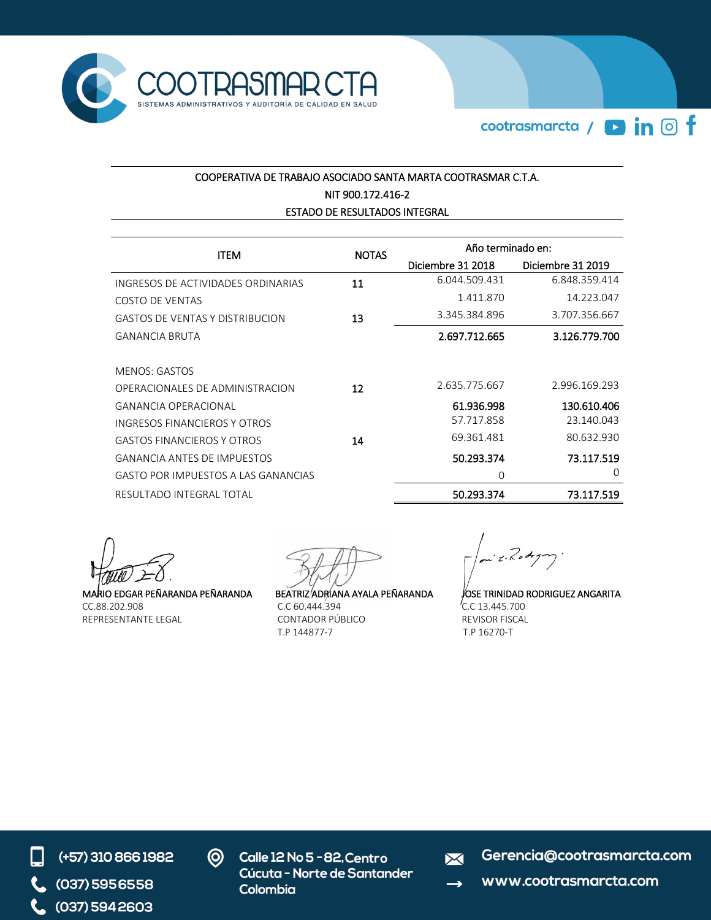COOPERATIVA DE TRABAJO ASOCIADO SANTA MARTA COOTRASMAR C.T.A.

NIT 900.172.416-2

ESTADO DE RESULTADOS INTEGRAL

| ITEM | NOTAS | Año terminado en: Diciembre 31 2018 | Diciembre 31 2019 |
|---|---|---|---|
| INGRESOS DE ACTIVIDADES ORDINARIAS | 11 | 6.044.509.431 | 6.848.359.414 |
| COSTO DE VENTAS | | 1.411.870 | 14.223.047 |
| GASTOS DE VENTAS Y DISTRIBUCION | 13 | 3.345.384.896 | 3.707.356.667 |
| GANANCIA BRUTA | | **2.697.712.665** | **3.126.779.700** |
| MENOS: GASTOS | | | |
| OPERACIONALES DE ADMINISTRACION | 12 | 2.635.775.667 | 2.996.169.293 |
| GANANCIA OPERACIONAL | | **61.936.998** | **130.610.406** |
| INGRESOS FINANCIEROS Y OTROS | | 57.717.858 | 23.140.043 |
| GASTOS FINANCIEROS Y OTROS | 14 | 69.361.481 | 80.632.930 |
| GANANCIA ANTES DE IMPUESTOS | | **50.293.374** | **73.117.519** |
| GASTO POR IMPUESTOS A LAS GANANCIAS | | 0 | 0 |
| RESULTADO INTEGRAL TOTAL | | **50.293.374** | **73.117.519** |

MARIO EDGAR PEÑARANDA PEÑARANDA
CC.88.202.908
REPRESENTANTE LEGAL

BEATRIZ ADRIANA AYALA PEÑARANDA
C.C 60.444.394
CONTADOR PÚBLICO
T.P 144877-7

JOSE TRINIDAD RODRIGUEZ ANGARITA
C.C 13.445.700
REVISOR FISCAL
T.P 16270-T